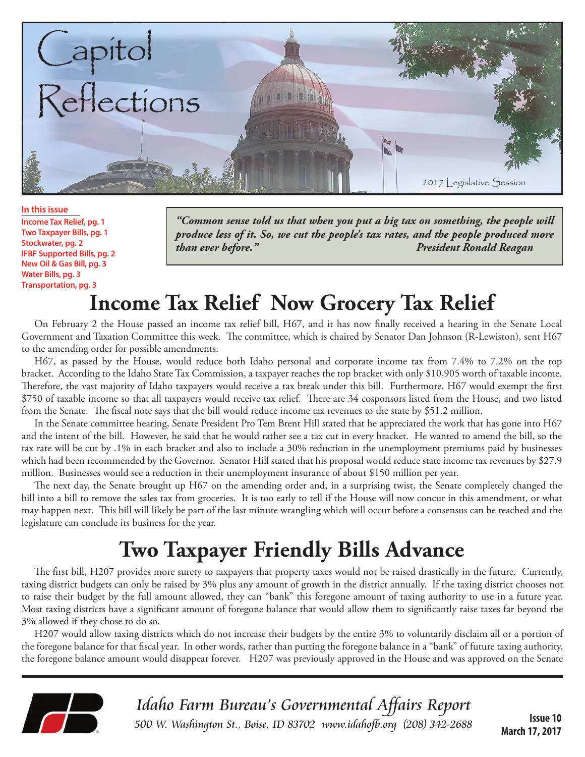# Capitol Reflections

2017 Legislative Session

**In this issue**

- Income Tax Relief, pg. 1
- Two Taxpayer Bills, pg. 1
- Stockwater, pg. 2
- IFBF Supported Bills, pg. 2
- New Oil & Gas Bill, pg. 3
- Water Bills, pg. 3
- Transportation, pg. 3

> ***"Common sense told us that when you put a big tax on something, the people will produce less of it. So, we cut the people's tax rates, and the people produced more than ever before."*** ***President Ronald Reagan***

# Income Tax Relief Now Grocery Tax Relief

On February 2 the House passed an income tax relief bill, H67, and it has now finally received a hearing in the Senate Local Government and Taxation Committee this week. The committee, which is chaired by Senator Dan Johnson (R-Lewiston), sent H67 to the amending order for possible amendments.

H67, as passed by the House, would reduce both Idaho personal and corporate income tax from 7.4% to 7.2% on the top bracket. According to the Idaho State Tax Commission, a taxpayer reaches the top bracket with only $10,905 worth of taxable income. Therefore, the vast majority of Idaho taxpayers would receive a tax break under this bill. Furthermore, H67 would exempt the first $750 of taxable income so that all taxpayers would receive tax relief. There are 34 cosponsors listed from the House, and two listed from the Senate. The fiscal note says that the bill would reduce income tax revenues to the state by $51.2 million.

In the Senate committee hearing, Senate President Pro Tem Brent Hill stated that he appreciated the work that has gone into H67 and the intent of the bill. However, he said that he would rather see a tax cut in every bracket. He wanted to amend the bill, so the tax rate will be cut by .1% in each bracket and also to include a 30% reduction in the unemployment premiums paid by businesses which had been recommended by the Governor. Senator Hill stated that his proposal would reduce state income tax revenues by $27.9 million. Businesses would see a reduction in their unemployment insurance of about $150 million per year.

The next day, the Senate brought up H67 on the amending order and, in a surprising twist, the Senate completely changed the bill into a bill to remove the sales tax from groceries. It is too early to tell if the House will now concur in this amendment, or what may happen next. This bill will likely be part of the last minute wrangling which will occur before a consensus can be reached and the legislature can conclude its business for the year.

# Two Taxpayer Friendly Bills Advance

The first bill, H207 provides more surety to taxpayers that property taxes would not be raised drastically in the future. Currently, taxing district budgets can only be raised by 3% plus any amount of growth in the district annually. If the taxing district chooses not to raise their budget by the full amount allowed, they can "bank" this foregone amount of taxing authority to use in a future year. Most taxing districts have a significant amount of foregone balance that would allow them to significantly raise taxes far beyond the 3% allowed if they chose to do so.

H207 would allow taxing districts which do not increase their budgets by the entire 3% to voluntarily disclaim all or a portion of the foregone balance for that fiscal year. In other words, rather than putting the foregone balance in a "bank" of future taxing authority, the foregone balance amount would disappear forever. H207 was previously approved in the House and was approved on the Senate

*Idaho Farm Bureau's Governmental Affairs Report*
*500 W. Washington St., Boise, ID 83702 www.idahofb.org (208) 342-2688*

**Issue 10**
**March 17, 2017**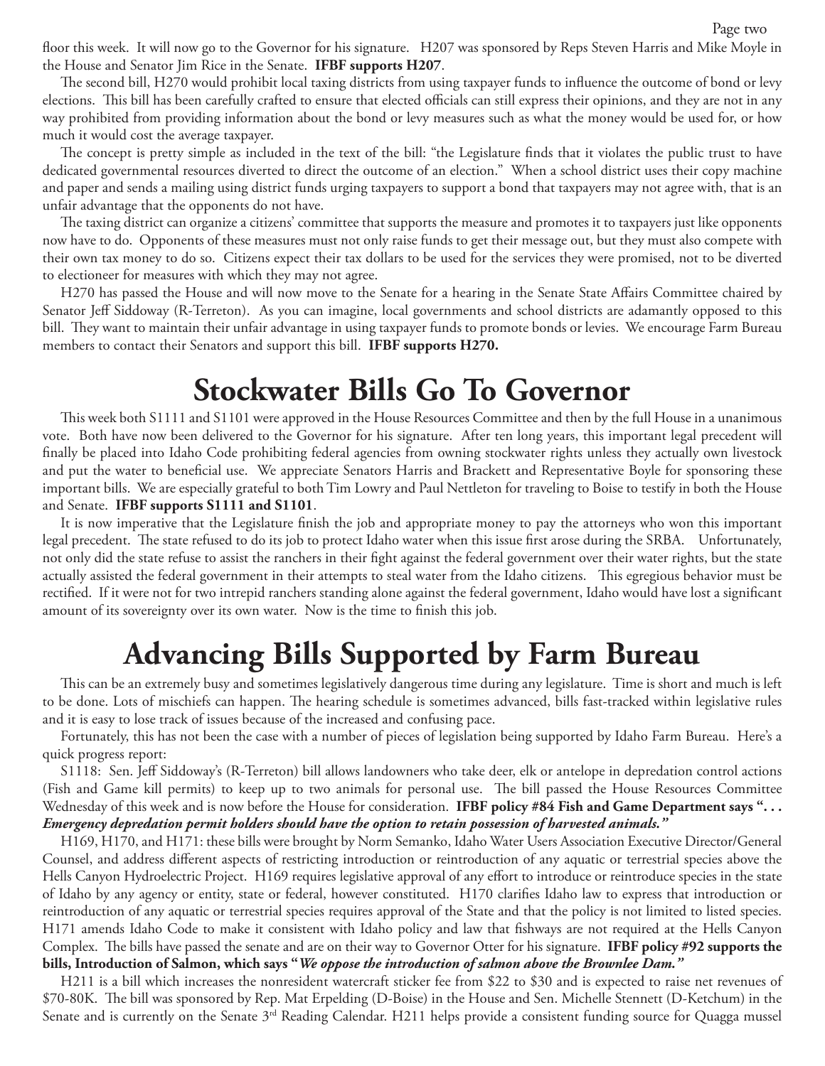floor this week. It will now go to the Governor for his signature. H207 was sponsored by Reps Steven Harris and Mike Moyle in the House and Senator Jim Rice in the Senate. **IFBF supports H207**.

The second bill, H270 would prohibit local taxing districts from using taxpayer funds to influence the outcome of bond or levy elections. This bill has been carefully crafted to ensure that elected officials can still express their opinions, and they are not in any way prohibited from providing information about the bond or levy measures such as what the money would be used for, or how much it would cost the average taxpayer.

The concept is pretty simple as included in the text of the bill: "the Legislature finds that it violates the public trust to have dedicated governmental resources diverted to direct the outcome of an election." When a school district uses their copy machine and paper and sends a mailing using district funds urging taxpayers to support a bond that taxpayers may not agree with, that is an unfair advantage that the opponents do not have.

The taxing district can organize a citizens' committee that supports the measure and promotes it to taxpayers just like opponents now have to do. Opponents of these measures must not only raise funds to get their message out, but they must also compete with their own tax money to do so. Citizens expect their tax dollars to be used for the services they were promised, not to be diverted to electioneer for measures with which they may not agree.

H270 has passed the House and will now move to the Senate for a hearing in the Senate State Affairs Committee chaired by Senator Jeff Siddoway (R-Terreton). As you can imagine, local governments and school districts are adamantly opposed to this bill. They want to maintain their unfair advantage in using taxpayer funds to promote bonds or levies. We encourage Farm Bureau members to contact their Senators and support this bill. **IFBF supports H270.**

# Stockwater Bills Go To Governor

This week both S1111 and S1101 were approved in the House Resources Committee and then by the full House in a unanimous vote. Both have now been delivered to the Governor for his signature. After ten long years, this important legal precedent will finally be placed into Idaho Code prohibiting federal agencies from owning stockwater rights unless they actually own livestock and put the water to beneficial use. We appreciate Senators Harris and Brackett and Representative Boyle for sponsoring these important bills. We are especially grateful to both Tim Lowry and Paul Nettleton for traveling to Boise to testify in both the House and Senate. **IFBF supports S1111 and S1101**.

It is now imperative that the Legislature finish the job and appropriate money to pay the attorneys who won this important legal precedent. The state refused to do its job to protect Idaho water when this issue first arose during the SRBA. Unfortunately, not only did the state refuse to assist the ranchers in their fight against the federal government over their water rights, but the state actually assisted the federal government in their attempts to steal water from the Idaho citizens. This egregious behavior must be rectified. If it were not for two intrepid ranchers standing alone against the federal government, Idaho would have lost a significant amount of its sovereignty over its own water. Now is the time to finish this job.

# Advancing Bills Supported by Farm Bureau

This can be an extremely busy and sometimes legislatively dangerous time during any legislature. Time is short and much is left to be done. Lots of mischiefs can happen. The hearing schedule is sometimes advanced, bills fast-tracked within legislative rules and it is easy to lose track of issues because of the increased and confusing pace.

Fortunately, this has not been the case with a number of pieces of legislation being supported by Idaho Farm Bureau. Here's a quick progress report:

S1118: Sen. Jeff Siddoway's (R-Terreton) bill allows landowners who take deer, elk or antelope in depredation control actions (Fish and Game kill permits) to keep up to two animals for personal use. The bill passed the House Resources Committee Wednesday of this week and is now before the House for consideration. **IFBF policy #84 Fish and Game Department says ". . . *Emergency depredation permit holders should have the option to retain possession of harvested animals."***

H169, H170, and H171: these bills were brought by Norm Semanko, Idaho Water Users Association Executive Director/General Counsel, and address different aspects of restricting introduction or reintroduction of any aquatic or terrestrial species above the Hells Canyon Hydroelectric Project. H169 requires legislative approval of any effort to introduce or reintroduce species in the state of Idaho by any agency or entity, state or federal, however constituted. H170 clarifies Idaho law to express that introduction or reintroduction of any aquatic or terrestrial species requires approval of the State and that the policy is not limited to listed species. H171 amends Idaho Code to make it consistent with Idaho policy and law that fishways are not required at the Hells Canyon Complex. The bills have passed the senate and are on their way to Governor Otter for his signature. **IFBF policy #92 supports the bills, Introduction of Salmon, which says "*We oppose the introduction of salmon above the Brownlee Dam."***

H211 is a bill which increases the nonresident watercraft sticker fee from \$22 to \$30 and is expected to raise net revenues of \$70-80K. The bill was sponsored by Rep. Mat Erpelding (D-Boise) in the House and Sen. Michelle Stennett (D-Ketchum) in the Senate and is currently on the Senate 3rd Reading Calendar. H211 helps provide a consistent funding source for Quagga mussel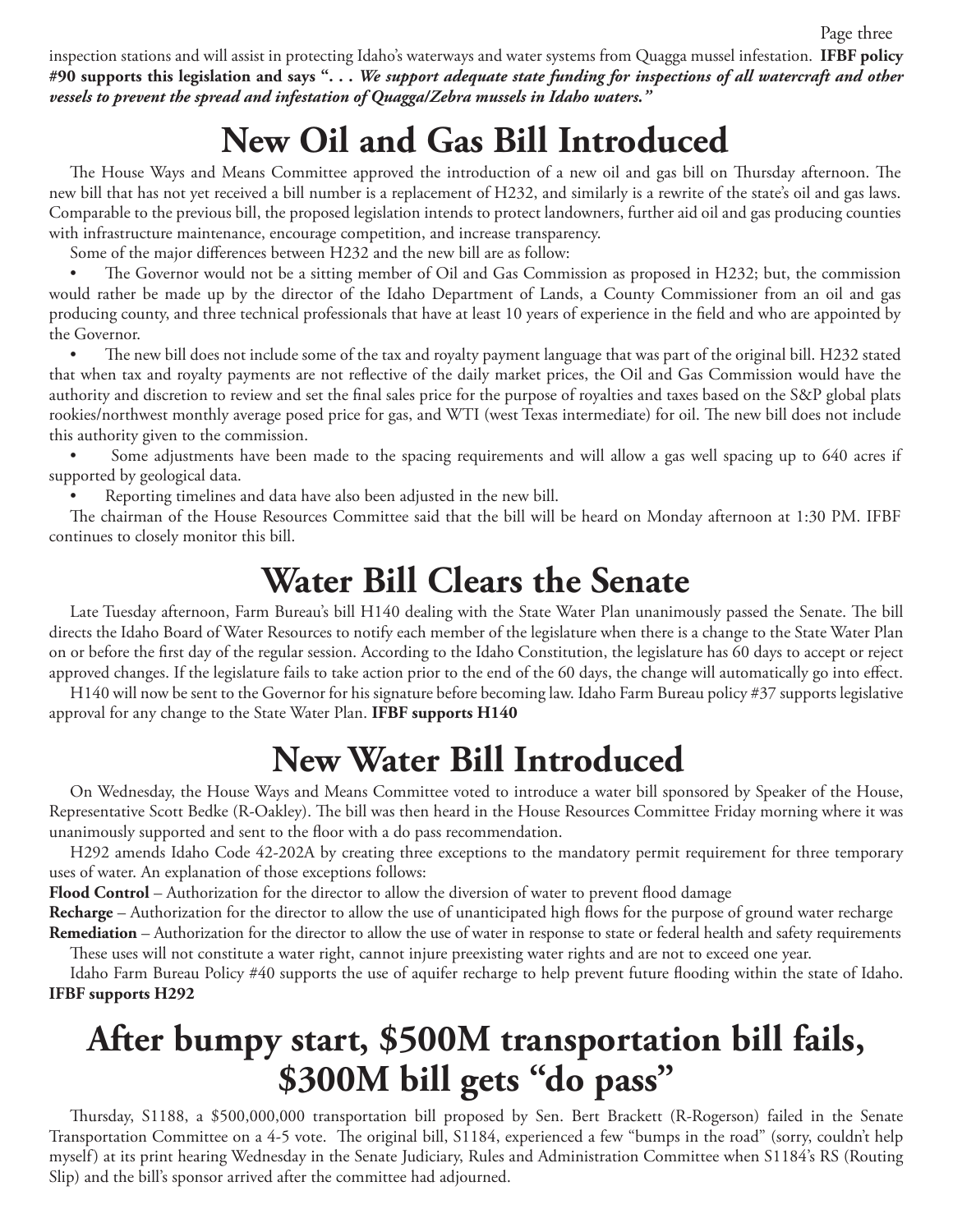inspection stations and will assist in protecting Idaho's waterways and water systems from Quagga mussel infestation. **IFBF policy #90 supports this legislation and says "*. . . We support adequate state funding for inspections of all watercraft and other vessels to prevent the spread and infestation of Quagga/Zebra mussels in Idaho waters.*"**

# New Oil and Gas Bill Introduced

The House Ways and Means Committee approved the introduction of a new oil and gas bill on Thursday afternoon. The new bill that has not yet received a bill number is a replacement of H232, and similarly is a rewrite of the state's oil and gas laws. Comparable to the previous bill, the proposed legislation intends to protect landowners, further aid oil and gas producing counties with infrastructure maintenance, encourage competition, and increase transparency.

Some of the major differences between H232 and the new bill are as follow:

- The Governor would not be a sitting member of Oil and Gas Commission as proposed in H232; but, the commission would rather be made up by the director of the Idaho Department of Lands, a County Commissioner from an oil and gas producing county, and three technical professionals that have at least 10 years of experience in the field and who are appointed by the Governor.
- The new bill does not include some of the tax and royalty payment language that was part of the original bill. H232 stated that when tax and royalty payments are not reflective of the daily market prices, the Oil and Gas Commission would have the authority and discretion to review and set the final sales price for the purpose of royalties and taxes based on the S&P global plats rookies/northwest monthly average posed price for gas, and WTI (west Texas intermediate) for oil. The new bill does not include this authority given to the commission.
- Some adjustments have been made to the spacing requirements and will allow a gas well spacing up to 640 acres if supported by geological data.
- Reporting timelines and data have also been adjusted in the new bill.

The chairman of the House Resources Committee said that the bill will be heard on Monday afternoon at 1:30 PM. IFBF continues to closely monitor this bill.

# Water Bill Clears the Senate

Late Tuesday afternoon, Farm Bureau's bill H140 dealing with the State Water Plan unanimously passed the Senate. The bill directs the Idaho Board of Water Resources to notify each member of the legislature when there is a change to the State Water Plan on or before the first day of the regular session. According to the Idaho Constitution, the legislature has 60 days to accept or reject approved changes. If the legislature fails to take action prior to the end of the 60 days, the change will automatically go into effect.

H140 will now be sent to the Governor for his signature before becoming law. Idaho Farm Bureau policy #37 supports legislative approval for any change to the State Water Plan. **IFBF supports H140**

# New Water Bill Introduced

On Wednesday, the House Ways and Means Committee voted to introduce a water bill sponsored by Speaker of the House, Representative Scott Bedke (R-Oakley). The bill was then heard in the House Resources Committee Friday morning where it was unanimously supported and sent to the floor with a do pass recommendation.

H292 amends Idaho Code 42-202A by creating three exceptions to the mandatory permit requirement for three temporary uses of water. An explanation of those exceptions follows:

**Flood Control** – Authorization for the director to allow the diversion of water to prevent flood damage

**Recharge** – Authorization for the director to allow the use of unanticipated high flows for the purpose of ground water recharge

**Remediation** – Authorization for the director to allow the use of water in response to state or federal health and safety requirements

These uses will not constitute a water right, cannot injure preexisting water rights and are not to exceed one year.

Idaho Farm Bureau Policy #40 supports the use of aquifer recharge to help prevent future flooding within the state of Idaho. **IFBF supports H292**

# After bumpy start, $500M transportation bill fails, $300M bill gets "do pass"

Thursday, S1188, a $500,000,000 transportation bill proposed by Sen. Bert Brackett (R-Rogerson) failed in the Senate Transportation Committee on a 4-5 vote. The original bill, S1184, experienced a few "bumps in the road" (sorry, couldn't help myself) at its print hearing Wednesday in the Senate Judiciary, Rules and Administration Committee when S1184's RS (Routing Slip) and the bill's sponsor arrived after the committee had adjourned.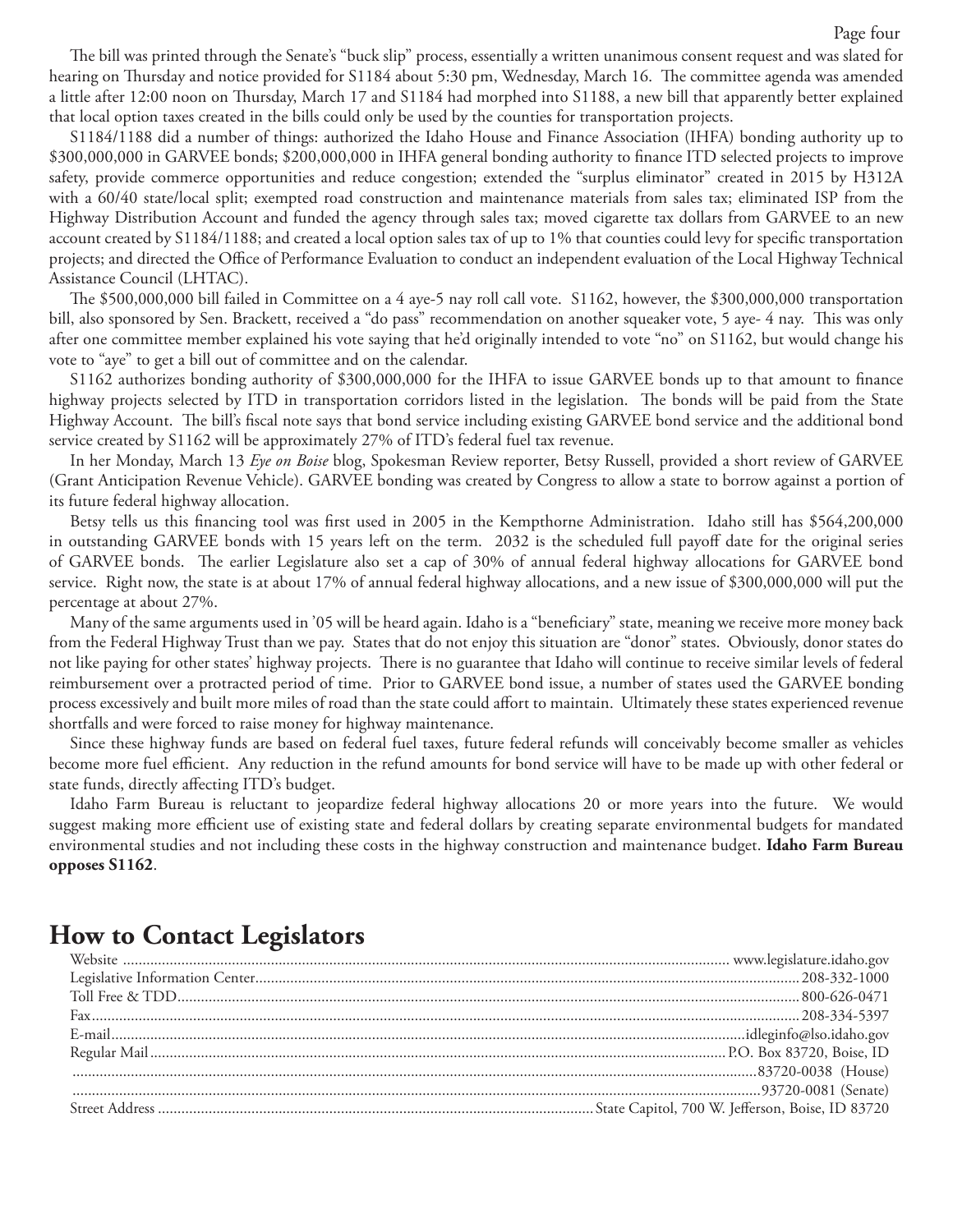The bill was printed through the Senate's "buck slip" process, essentially a written unanimous consent request and was slated for hearing on Thursday and notice provided for S1184 about 5:30 pm, Wednesday, March 16. The committee agenda was amended a little after 12:00 noon on Thursday, March 17 and S1184 had morphed into S1188, a new bill that apparently better explained that local option taxes created in the bills could only be used by the counties for transportation projects.

S1184/1188 did a number of things: authorized the Idaho House and Finance Association (IHFA) bonding authority up to $300,000,000 in GARVEE bonds; $200,000,000 in IHFA general bonding authority to finance ITD selected projects to improve safety, provide commerce opportunities and reduce congestion; extended the "surplus eliminator" created in 2015 by H312A with a 60/40 state/local split; exempted road construction and maintenance materials from sales tax; eliminated ISP from the Highway Distribution Account and funded the agency through sales tax; moved cigarette tax dollars from GARVEE to an new account created by S1184/1188; and created a local option sales tax of up to 1% that counties could levy for specific transportation projects; and directed the Office of Performance Evaluation to conduct an independent evaluation of the Local Highway Technical Assistance Council (LHTAC).

The $500,000,000 bill failed in Committee on a 4 aye-5 nay roll call vote. S1162, however, the $300,000,000 transportation bill, also sponsored by Sen. Brackett, received a "do pass" recommendation on another squeaker vote, 5 aye- 4 nay. This was only after one committee member explained his vote saying that he'd originally intended to vote "no" on S1162, but would change his vote to "aye" to get a bill out of committee and on the calendar.

S1162 authorizes bonding authority of $300,000,000 for the IHFA to issue GARVEE bonds up to that amount to finance highway projects selected by ITD in transportation corridors listed in the legislation. The bonds will be paid from the State Highway Account. The bill's fiscal note says that bond service including existing GARVEE bond service and the additional bond service created by S1162 will be approximately 27% of ITD's federal fuel tax revenue.

In her Monday, March 13 *Eye on Boise* blog, Spokesman Review reporter, Betsy Russell, provided a short review of GARVEE (Grant Anticipation Revenue Vehicle). GARVEE bonding was created by Congress to allow a state to borrow against a portion of its future federal highway allocation.

Betsy tells us this financing tool was first used in 2005 in the Kempthorne Administration. Idaho still has $564,200,000 in outstanding GARVEE bonds with 15 years left on the term. 2032 is the scheduled full payoff date for the original series of GARVEE bonds. The earlier Legislature also set a cap of 30% of annual federal highway allocations for GARVEE bond service. Right now, the state is at about 17% of annual federal highway allocations, and a new issue of $300,000,000 will put the percentage at about 27%.

Many of the same arguments used in '05 will be heard again. Idaho is a "beneficiary" state, meaning we receive more money back from the Federal Highway Trust than we pay. States that do not enjoy this situation are "donor" states. Obviously, donor states do not like paying for other states' highway projects. There is no guarantee that Idaho will continue to receive similar levels of federal reimbursement over a protracted period of time. Prior to GARVEE bond issue, a number of states used the GARVEE bonding process excessively and built more miles of road than the state could affort to maintain. Ultimately these states experienced revenue shortfalls and were forced to raise money for highway maintenance.

Since these highway funds are based on federal fuel taxes, future federal refunds will conceivably become smaller as vehicles become more fuel efficient. Any reduction in the refund amounts for bond service will have to be made up with other federal or state funds, directly affecting ITD's budget.

Idaho Farm Bureau is reluctant to jeopardize federal highway allocations 20 or more years into the future. We would suggest making more efficient use of existing state and federal dollars by creating separate environmental budgets for mandated environmental studies and not including these costs in the highway construction and maintenance budget. **Idaho Farm Bureau opposes S1162**.

## How to Contact Legislators

Website ........ www.legislature.idaho.gov
Legislative Information Center........ 208-332-1000
Toll Free & TDD........ 800-626-0471
Fax........ 208-334-5397
E-mail........ idleginfo@lso.idaho.gov
Regular Mail........ P.O. Box 83720, Boise, ID
........ 83720-0038 (House)
........ 93720-0081 (Senate)
Street Address ........ State Capitol, 700 W. Jefferson, Boise, ID 83720